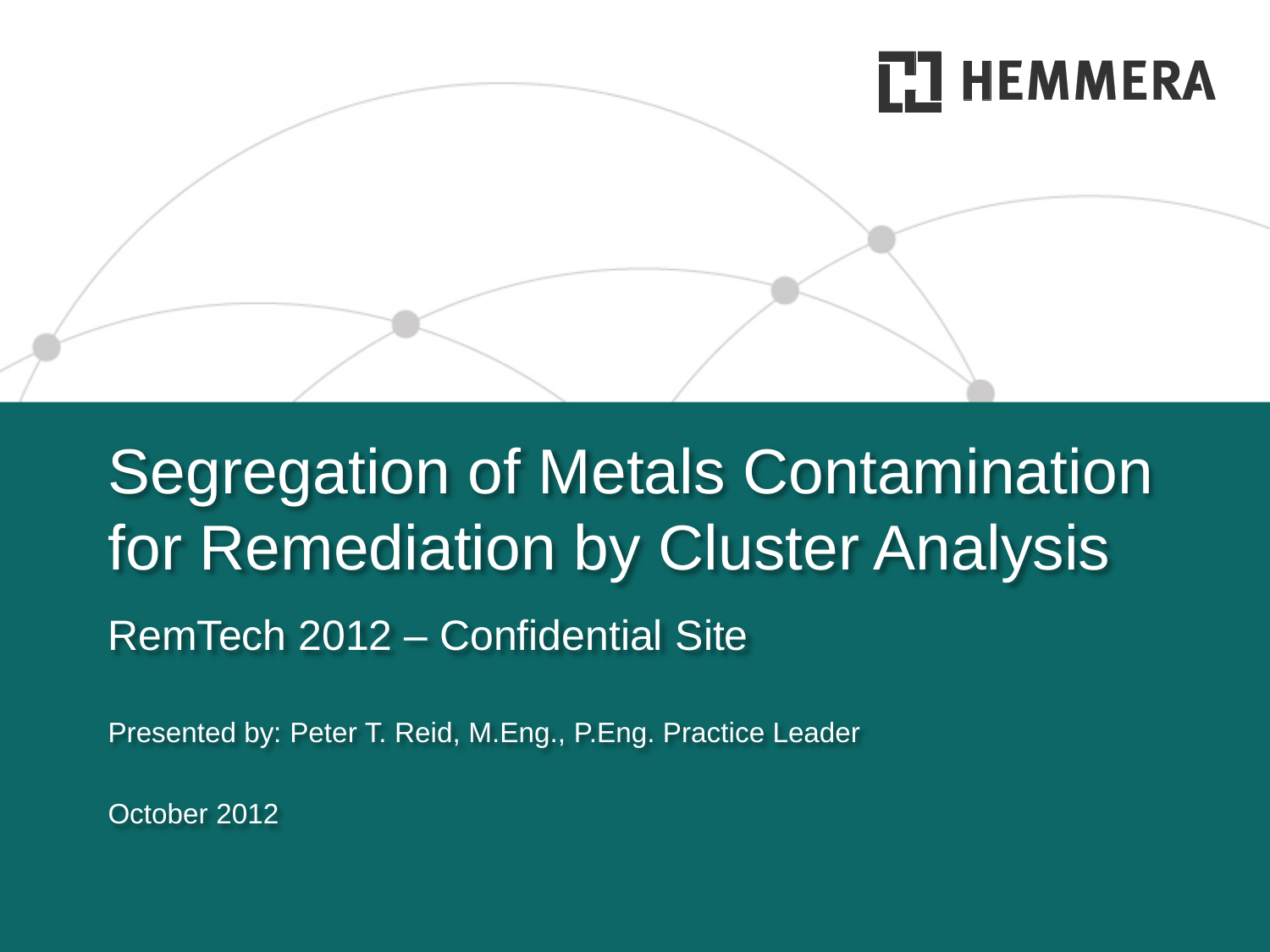HEMMERA

# Segregation of Metals Contamination for Remediation by Cluster Analysis

## RemTech 2012 – Confidential Site

Presented by: Peter T. Reid, M.Eng., P.Eng. Practice Leader

October 2012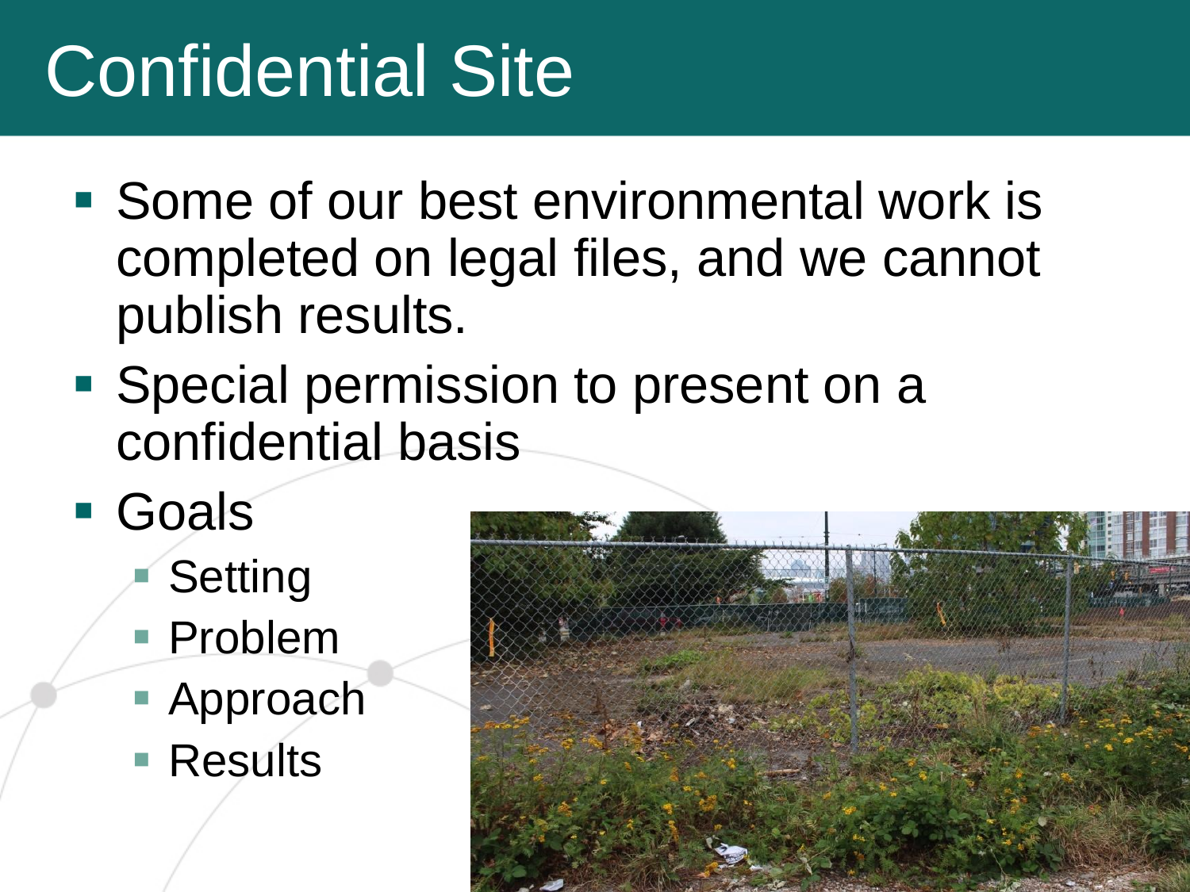# Confidential Site

- Some of our best environmental work is completed on legal files, and we cannot publish results.
- Special permission to present on a confidential basis
- Goals
  - Setting
  - Problem
  - Approach
  - Results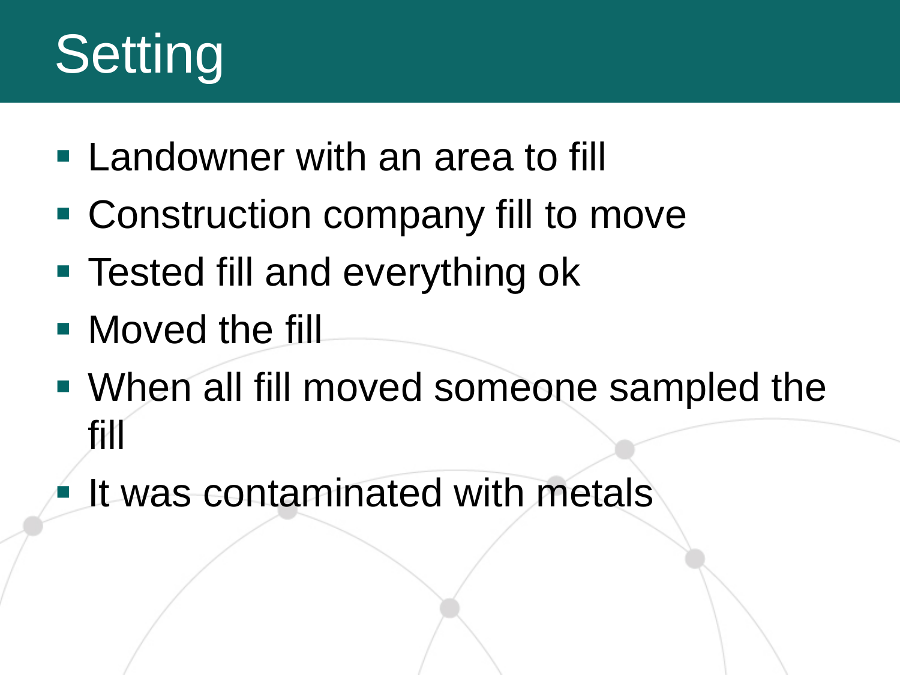# Setting

- Landowner with an area to fill
- Construction company fill to move
- Tested fill and everything ok
- Moved the fill
- When all fill moved someone sampled the fill
- It was contaminated with metals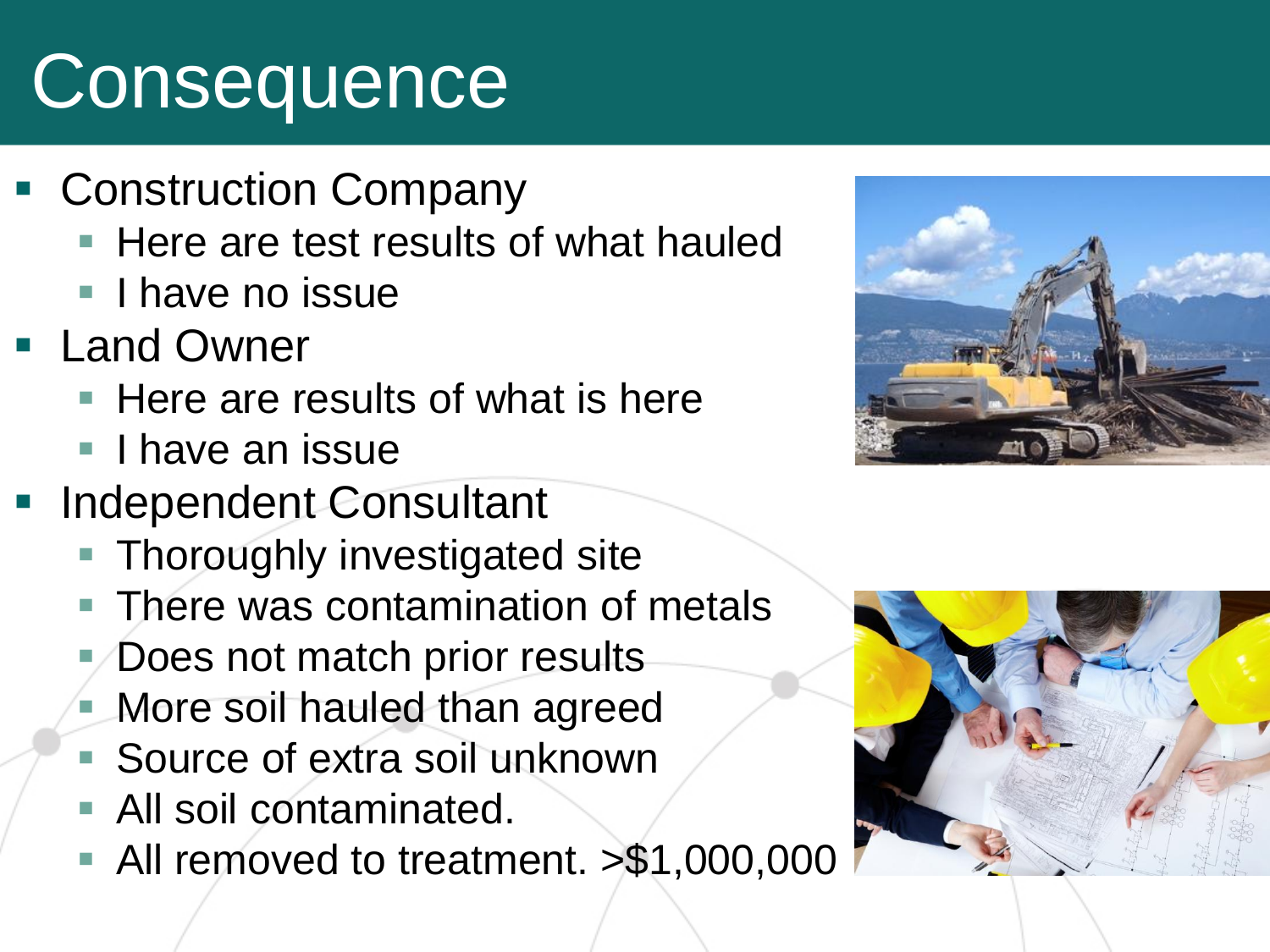# Consequence

- Construction Company
  - Here are test results of what hauled
  - I have no issue
- Land Owner
  - Here are results of what is here
  - I have an issue
- Independent Consultant
  - Thoroughly investigated site
  - There was contamination of metals
  - Does not match prior results
  - More soil hauled than agreed
  - Source of extra soil unknown
  - All soil contaminated.
  - All removed to treatment. >$1,000,000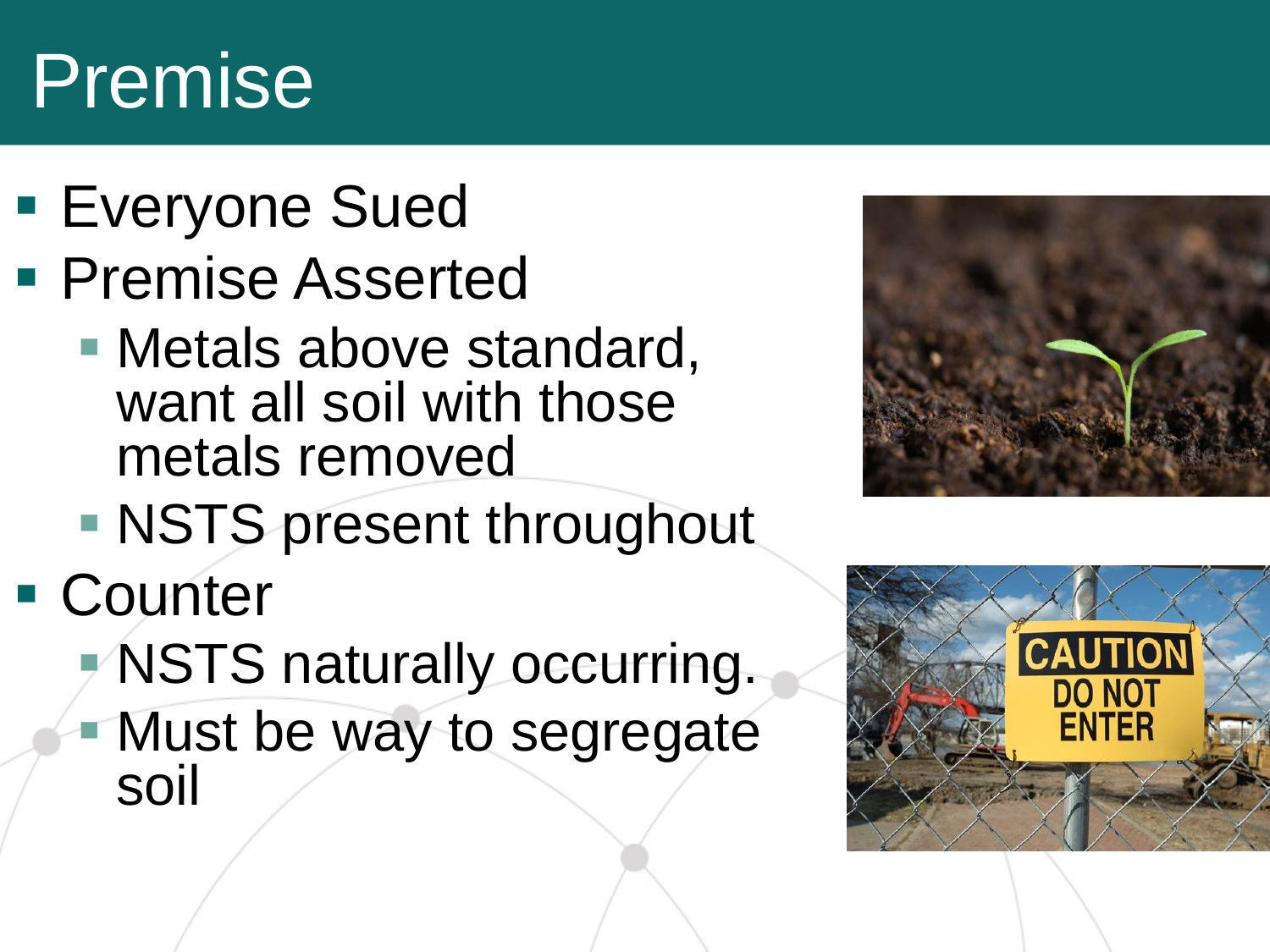# Premise

- Everyone Sued
- Premise Asserted
  - Metals above standard, want all soil with those metals removed
  - NSTS present throughout
- Counter
  - NSTS naturally occurring.
  - Must be way to segregate soil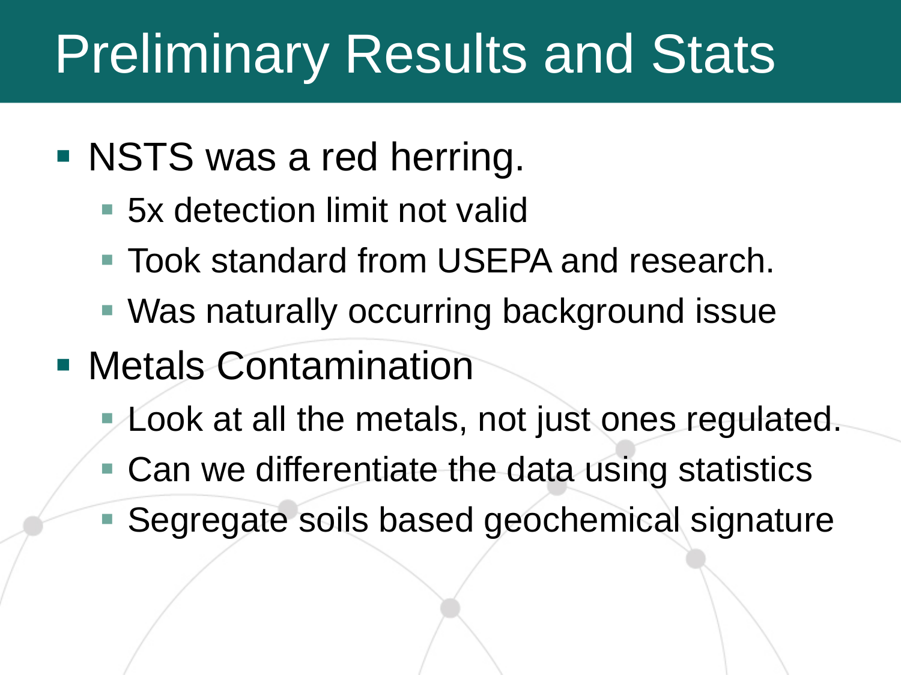# Preliminary Results and Stats

- NSTS was a red herring.
  - 5x detection limit not valid
  - Took standard from USEPA and research.
  - Was naturally occurring background issue
- Metals Contamination
  - Look at all the metals, not just ones regulated.
  - Can we differentiate the data using statistics
  - Segregate soils based geochemical signature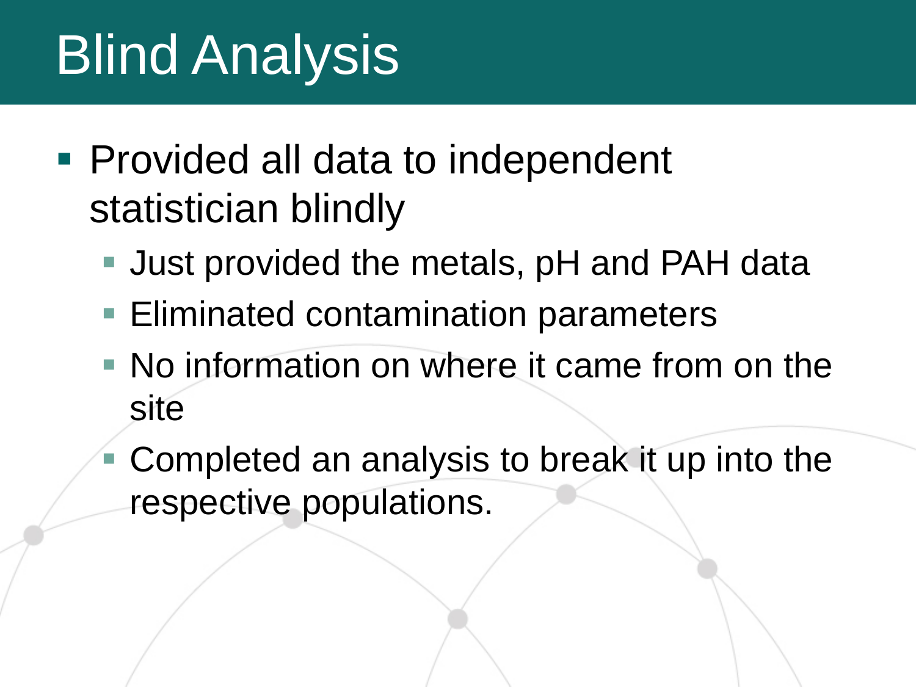# Blind Analysis

- Provided all data to independent statistician blindly
  - Just provided the metals, pH and PAH data
  - Eliminated contamination parameters
  - No information on where it came from on the site
  - Completed an analysis to break it up into the respective populations.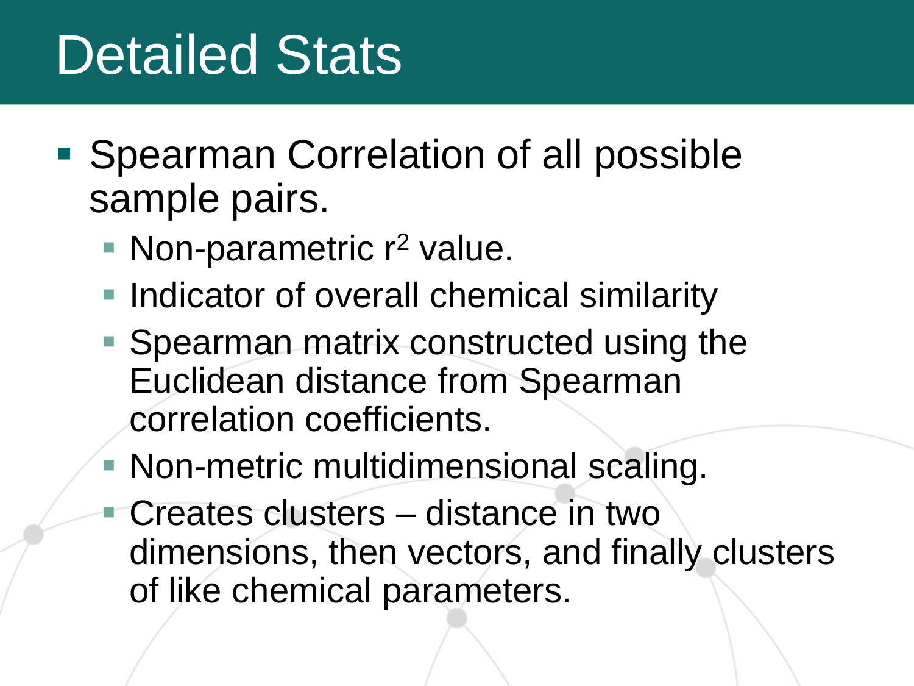# Detailed Stats

- Spearman Correlation of all possible sample pairs.
  - Non-parametric $r^2$ value.
  - Indicator of overall chemical similarity
  - Spearman matrix constructed using the Euclidean distance from Spearman correlation coefficients.
  - Non-metric multidimensional scaling.
  - Creates clusters – distance in two dimensions, then vectors, and finally clusters of like chemical parameters.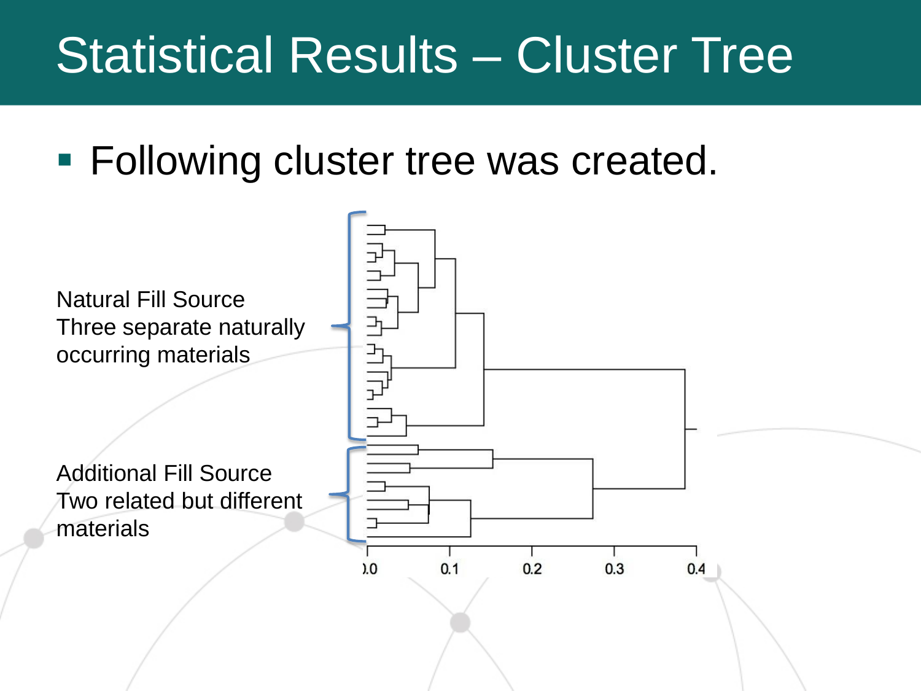# Statistical Results – Cluster Tree

- Following cluster tree was created.

Natural Fill Source
Three separate naturally occurring materials

Additional Fill Source
Two related but different materials

0.0 0.1 0.2 0.3 0.4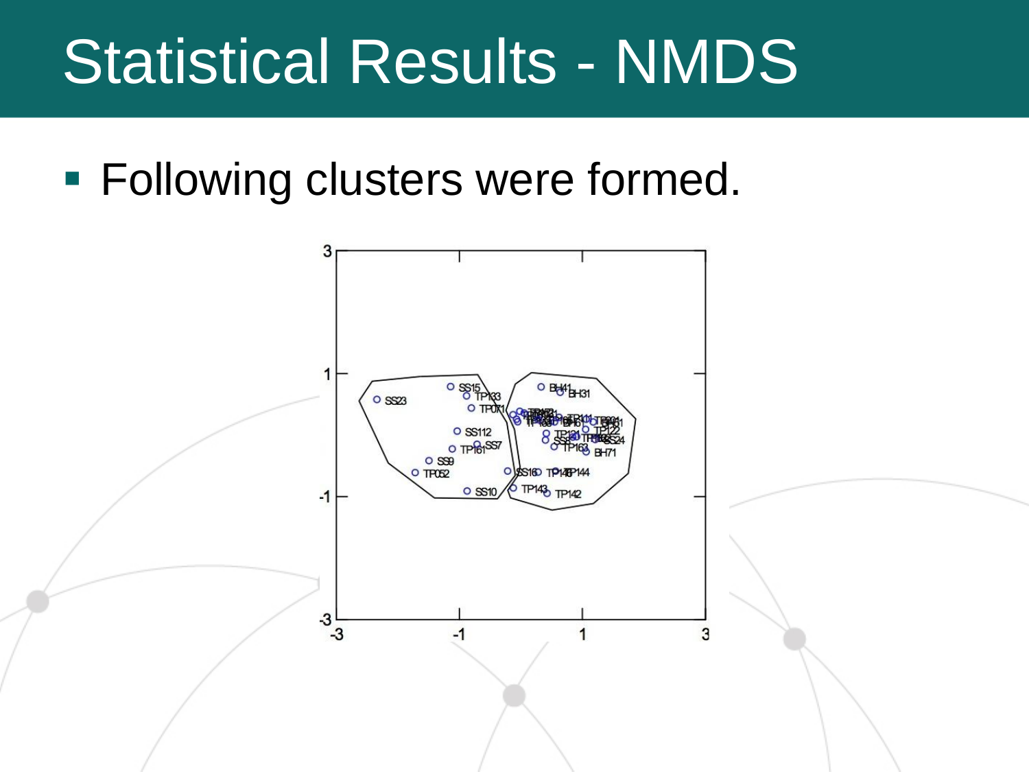# Statistical Results - NMDS

- Following clusters were formed.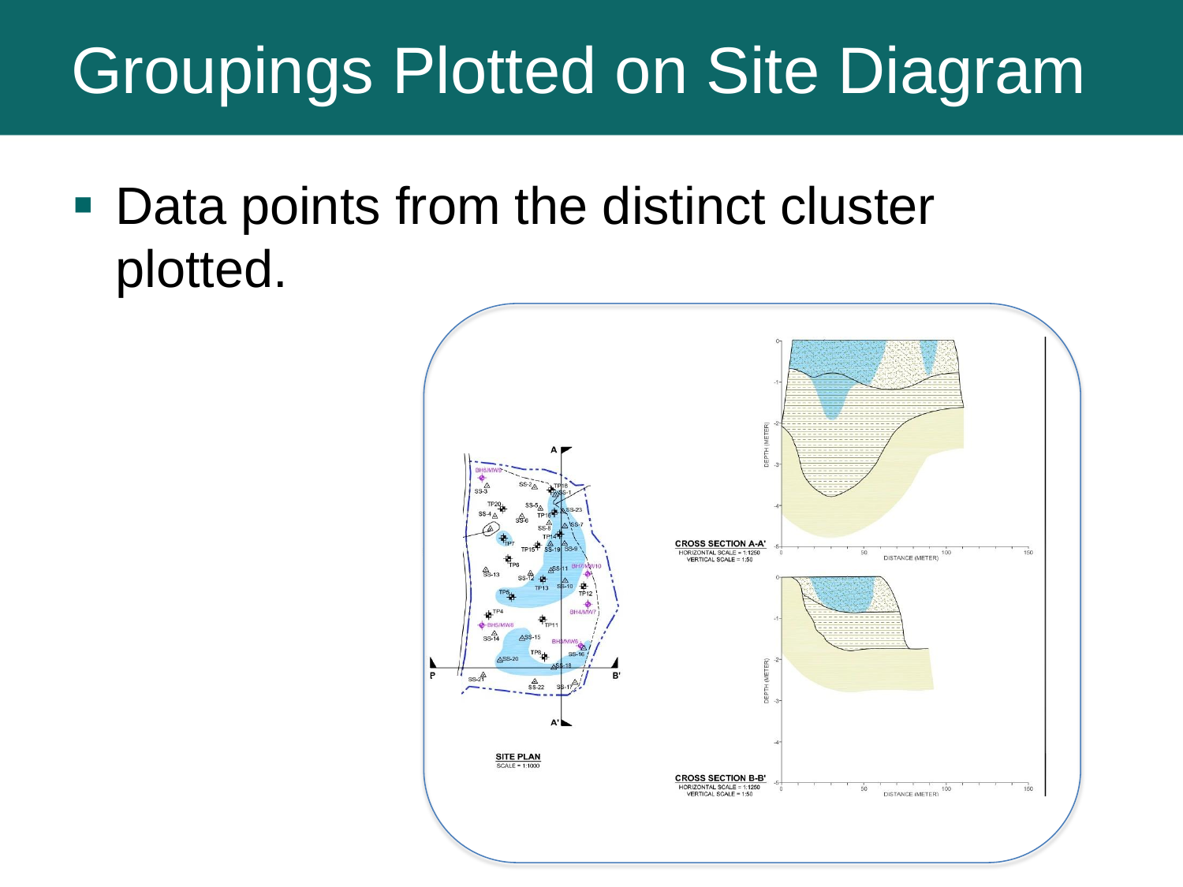# Groupings Plotted on Site Diagram

- Data points from the distinct cluster plotted.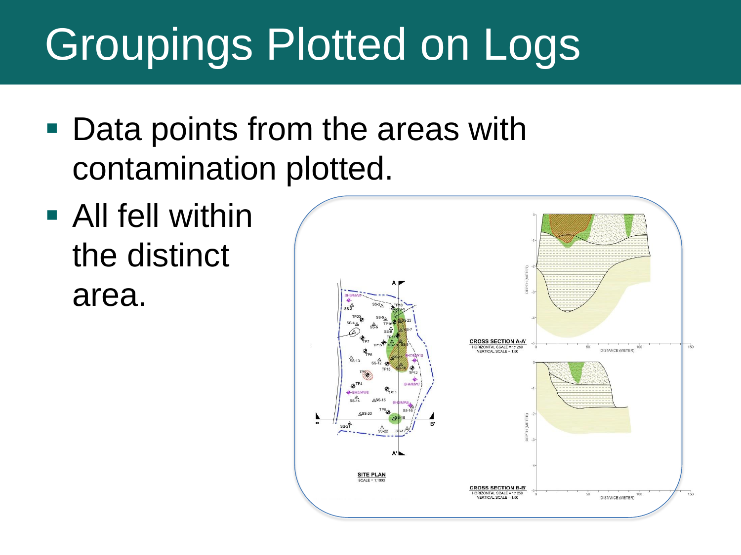# Groupings Plotted on Logs

- Data points from the areas with contamination plotted.
- All fell within the distinct area.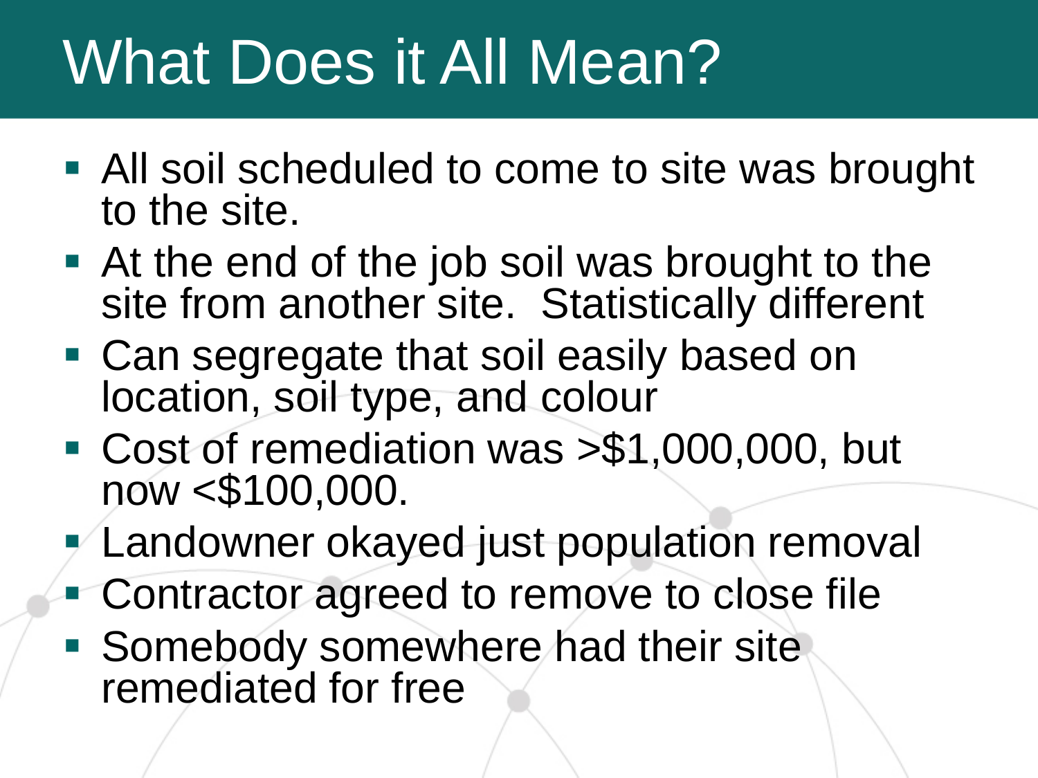# What Does it All Mean?

- All soil scheduled to come to site was brought to the site.
- At the end of the job soil was brought to the site from another site.  Statistically different
- Can segregate that soil easily based on location, soil type, and colour
- Cost of remediation was >$1,000,000, but now <$100,000.
- Landowner okayed just population removal
- Contractor agreed to remove to close file
- Somebody somewhere had their site remediated for free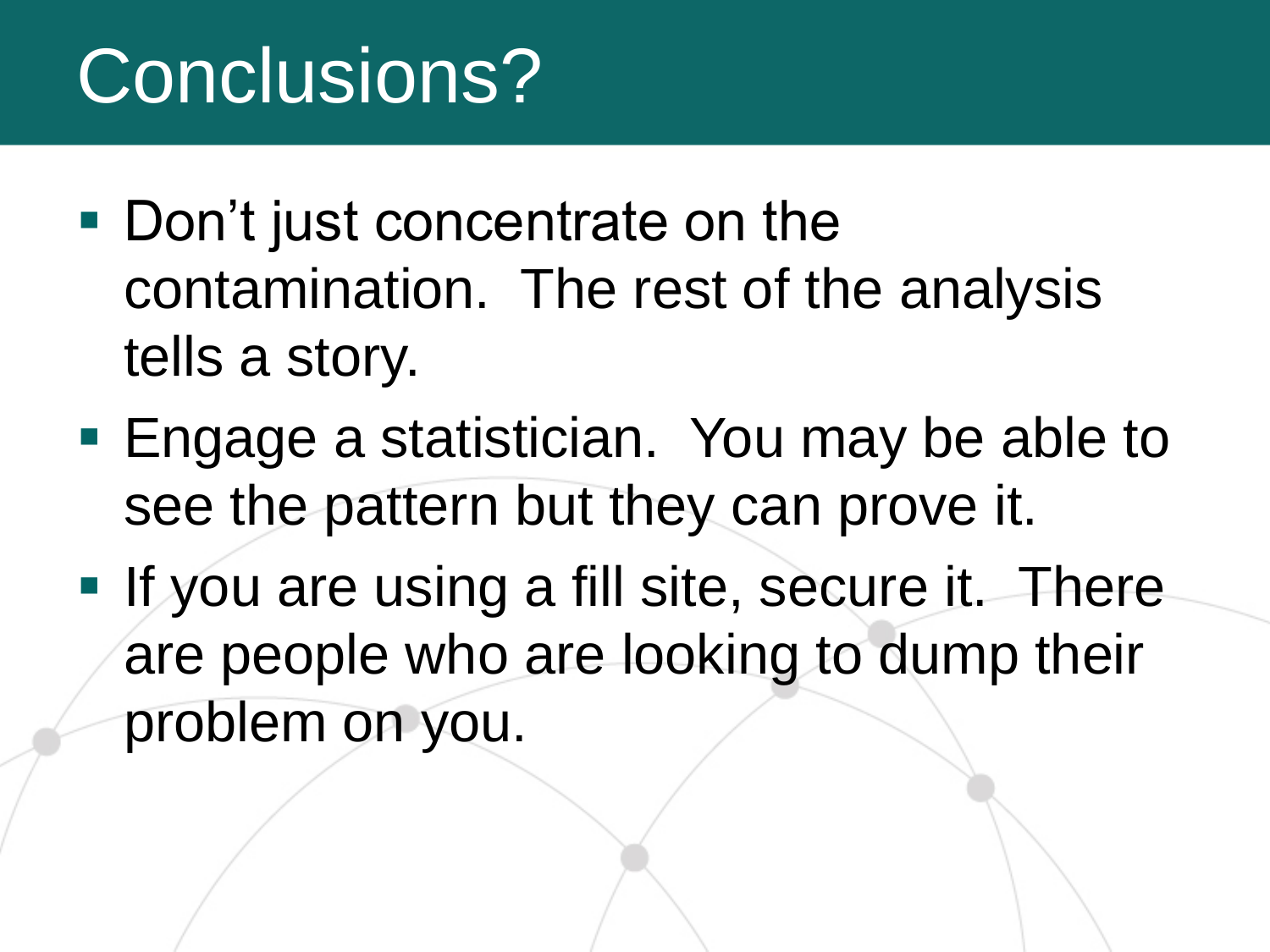# Conclusions?

- Don’t just concentrate on the contamination.  The rest of the analysis tells a story.
- Engage a statistician.  You may be able to see the pattern but they can prove it.
- If you are using a fill site, secure it.  There are people who are looking to dump their problem on you.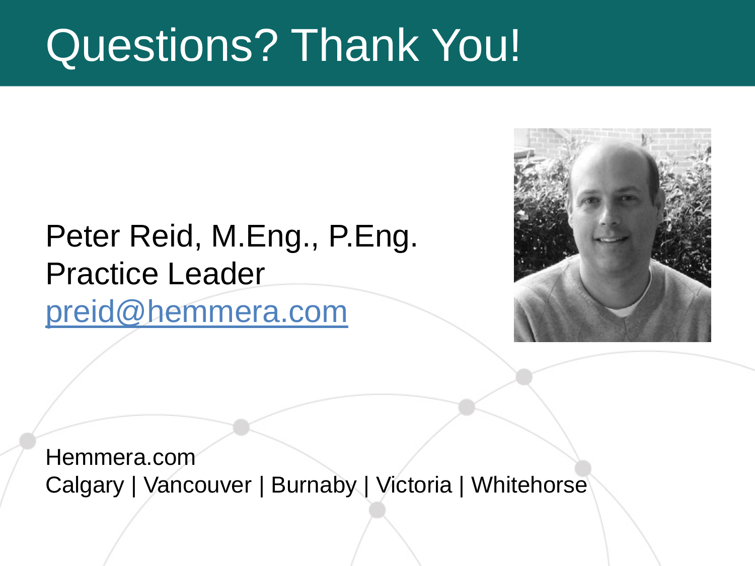# Questions? Thank You!

Peter Reid, M.Eng., P.Eng.
Practice Leader
preid@hemmera.com

Hemmera.com
Calgary | Vancouver | Burnaby | Victoria | Whitehorse